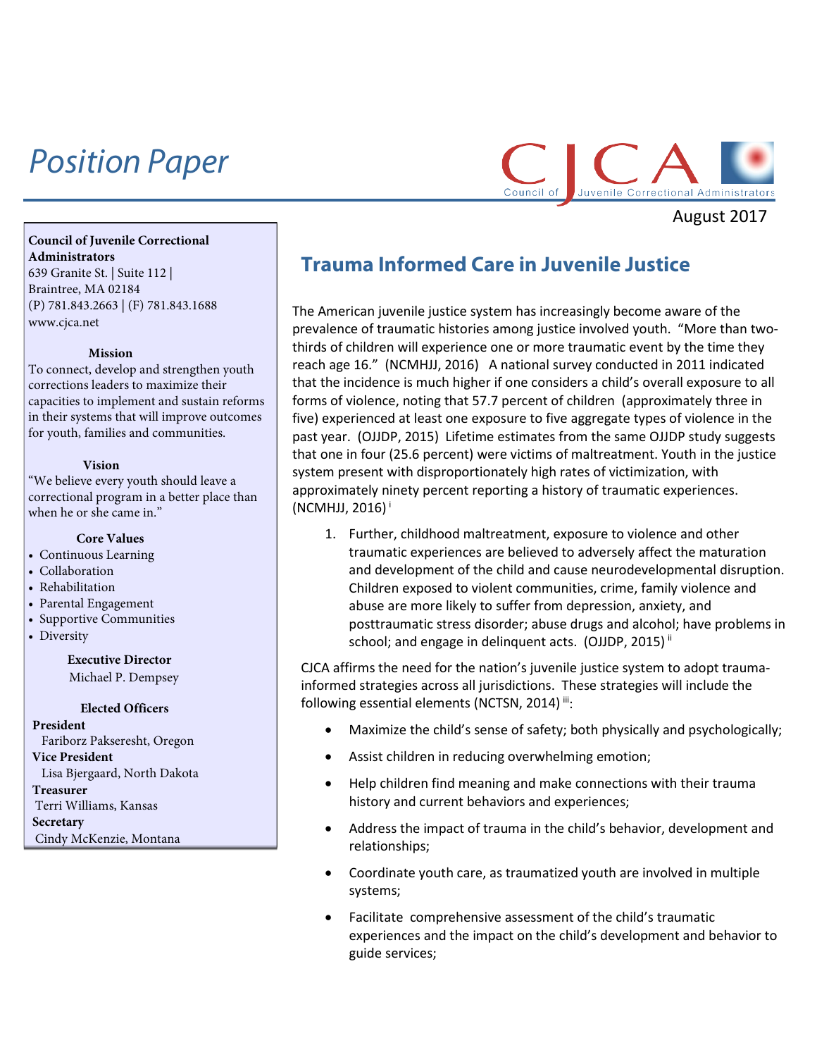# Position Paper

CJCA Council of Juvenile Correctional Administrators

August 2017

**Council of Juvenile Correctional Administrators**
639 Granite St. | Suite 112 |
Braintree, MA 02184
(P) 781.843.2663 | (F) 781.843.1688
www.cjca.net

**Mission**

To connect, develop and strengthen youth corrections leaders to maximize their capacities to implement and sustain reforms in their systems that will improve outcomes for youth, families and communities.

**Vision**

"We believe every youth should leave a correctional program in a better place than when he or she came in."

**Core Values**

- Continuous Learning
- Collaboration
- Rehabilitation
- Parental Engagement
- Supportive Communities
- Diversity

**Executive Director**
Michael P. Dempsey

**Elected Officers**

**President**
Fariborz Pakseresht, Oregon
**Vice President**
Lisa Bjergaard, North Dakota
**Treasurer**
Terri Williams, Kansas
**Secretary**
Cindy McKenzie, Montana

## Trauma Informed Care in Juvenile Justice

The American juvenile justice system has increasingly become aware of the prevalence of traumatic histories among justice involved youth. "More than two-thirds of children will experience one or more traumatic event by the time they reach age 16." (NCMHJJ, 2016) A national survey conducted in 2011 indicated that the incidence is much higher if one considers a child's overall exposure to all forms of violence, noting that 57.7 percent of children (approximately three in five) experienced at least one exposure to five aggregate types of violence in the past year. (OJJDP, 2015) Lifetime estimates from the same OJJDP study suggests that one in four (25.6 percent) were victims of maltreatment. Youth in the justice system present with disproportionately high rates of victimization, with approximately ninety percent reporting a history of traumatic experiences. (NCMHJJ, 2016) [i]

1. Further, childhood maltreatment, exposure to violence and other traumatic experiences are believed to adversely affect the maturation and development of the child and cause neurodevelopmental disruption. Children exposed to violent communities, crime, family violence and abuse are more likely to suffer from depression, anxiety, and posttraumatic stress disorder; abuse drugs and alcohol; have problems in school; and engage in delinquent acts. (OJJDP, 2015) [ii]

CJCA affirms the need for the nation's juvenile justice system to adopt trauma-informed strategies across all jurisdictions. These strategies will include the following essential elements (NCTSN, 2014) [iii]:

- Maximize the child's sense of safety; both physically and psychologically;
- Assist children in reducing overwhelming emotion;
- Help children find meaning and make connections with their trauma history and current behaviors and experiences;
- Address the impact of trauma in the child's behavior, development and relationships;
- Coordinate youth care, as traumatized youth are involved in multiple systems;
- Facilitate comprehensive assessment of the child's traumatic experiences and the impact on the child's development and behavior to guide services;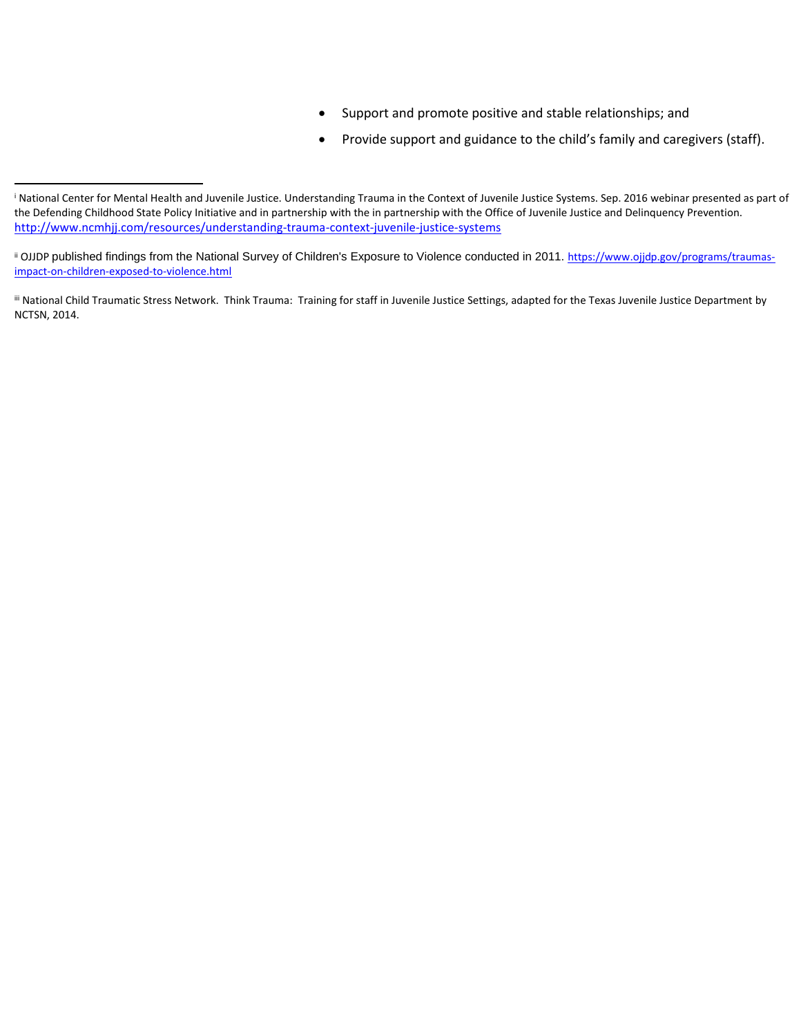- Support and promote positive and stable relationships; and
- Provide support and guidance to the child's family and caregivers (staff).

---

[i] National Center for Mental Health and Juvenile Justice. Understanding Trauma in the Context of Juvenile Justice Systems. Sep. 2016 webinar presented as part of the Defending Childhood State Policy Initiative and in partnership with the in partnership with the Office of Juvenile Justice and Delinquency Prevention. http://www.ncmhjj.com/resources/understanding-trauma-context-juvenile-justice-systems

[ii] OJJDP published findings from the National Survey of Children's Exposure to Violence conducted in 2011. https://www.ojjdp.gov/programs/traumas-impact-on-children-exposed-to-violence.html

[iii] National Child Traumatic Stress Network. Think Trauma: Training for staff in Juvenile Justice Settings, adapted for the Texas Juvenile Justice Department by NCTSN, 2014.